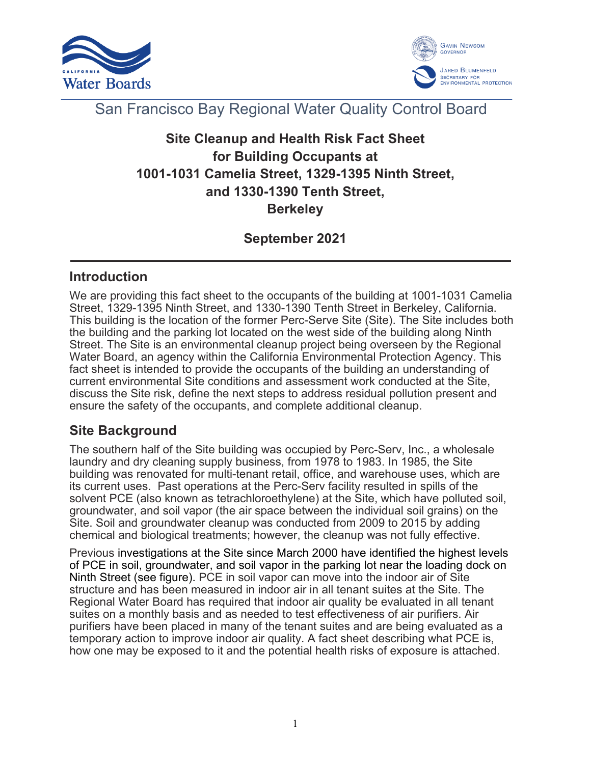San Francisco Bay Regional Water Quality Control Board

# Site Cleanup and Health Risk Fact Sheet for Building Occupants at 1001-1031 Camelia Street, 1329-1395 Ninth Street, and 1330-1390 Tenth Street, Berkeley

**September 2021**

## Introduction

We are providing this fact sheet to the occupants of the building at 1001-1031 Camelia Street, 1329-1395 Ninth Street, and 1330-1390 Tenth Street in Berkeley, California. This building is the location of the former Perc-Serve Site (Site). The Site includes both the building and the parking lot located on the west side of the building along Ninth Street. The Site is an environmental cleanup project being overseen by the Regional Water Board, an agency within the California Environmental Protection Agency. This fact sheet is intended to provide the occupants of the building an understanding of current environmental Site conditions and assessment work conducted at the Site, discuss the Site risk, define the next steps to address residual pollution present and ensure the safety of the occupants, and complete additional cleanup.

## Site Background

The southern half of the Site building was occupied by Perc-Serv, Inc., a wholesale laundry and dry cleaning supply business, from 1978 to 1983. In 1985, the Site building was renovated for multi-tenant retail, office, and warehouse uses, which are its current uses. Past operations at the Perc-Serv facility resulted in spills of the solvent PCE (also known as tetrachloroethylene) at the Site, which have polluted soil, groundwater, and soil vapor (the air space between the individual soil grains) on the Site. Soil and groundwater cleanup was conducted from 2009 to 2015 by adding chemical and biological treatments; however, the cleanup was not fully effective.

Previous investigations at the Site since March 2000 have identified the highest levels of PCE in soil, groundwater, and soil vapor in the parking lot near the loading dock on Ninth Street (see figure). PCE in soil vapor can move into the indoor air of Site structure and has been measured in indoor air in all tenant suites at the Site. The Regional Water Board has required that indoor air quality be evaluated in all tenant suites on a monthly basis and as needed to test effectiveness of air purifiers. Air purifiers have been placed in many of the tenant suites and are being evaluated as a temporary action to improve indoor air quality. A fact sheet describing what PCE is, how one may be exposed to it and the potential health risks of exposure is attached.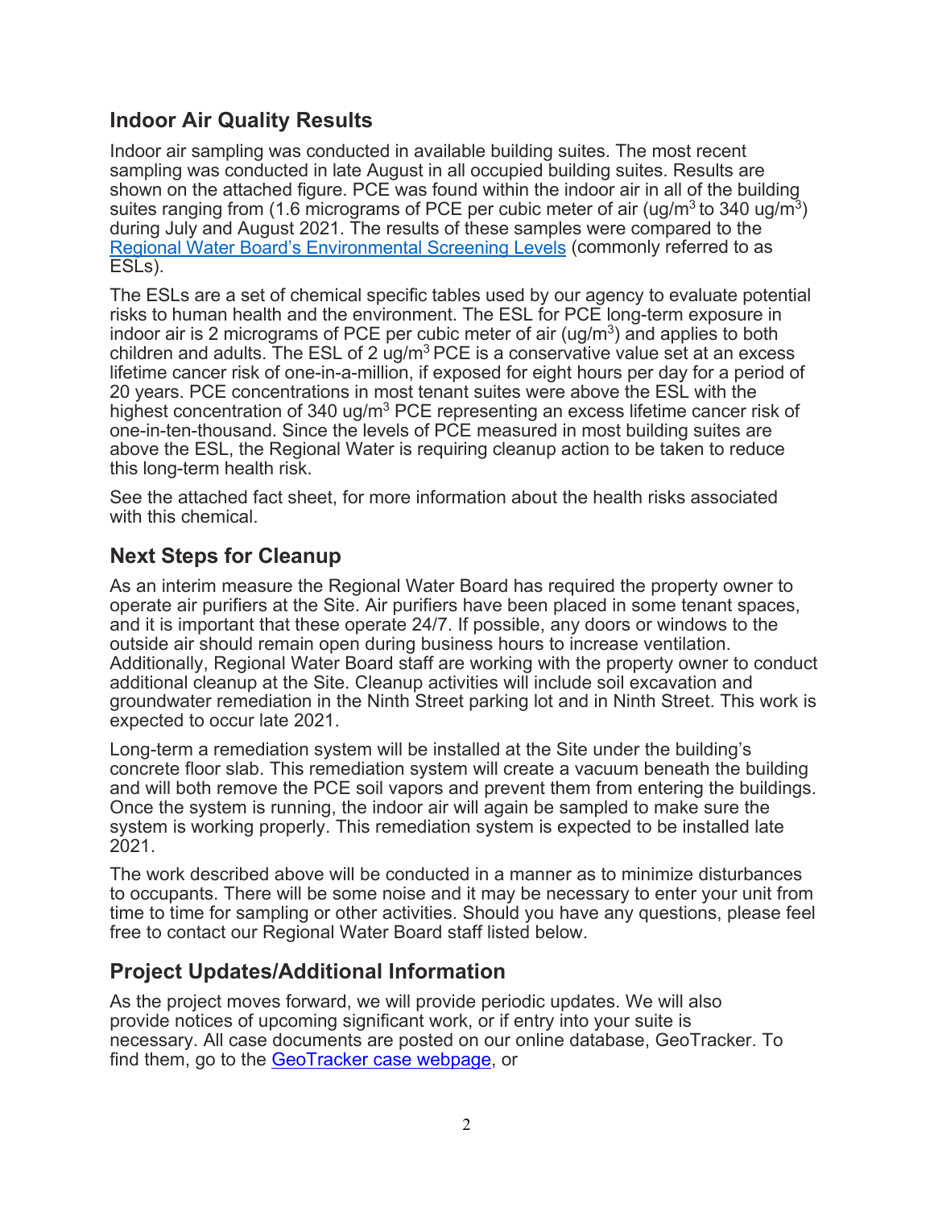## Indoor Air Quality Results

Indoor air sampling was conducted in available building suites. The most recent sampling was conducted in late August in all occupied building suites. Results are shown on the attached figure. PCE was found within the indoor air in all of the building suites ranging from (1.6 micrograms of PCE per cubic meter of air (ug/$m^3$ to 340 ug/$m^3$) during July and August 2021. The results of these samples were compared to the [Regional Water Board's Environmental Screening Levels]() (commonly referred to as ESLs).

The ESLs are a set of chemical specific tables used by our agency to evaluate potential risks to human health and the environment. The ESL for PCE long-term exposure in indoor air is 2 micrograms of PCE per cubic meter of air (ug/$m^3$) and applies to both children and adults. The ESL of 2 ug/$m^3$ PCE is a conservative value set at an excess lifetime cancer risk of one-in-a-million, if exposed for eight hours per day for a period of 20 years. PCE concentrations in most tenant suites were above the ESL with the highest concentration of 340 ug/$m^3$ PCE representing an excess lifetime cancer risk of one-in-ten-thousand. Since the levels of PCE measured in most building suites are above the ESL, the Regional Water is requiring cleanup action to be taken to reduce this long-term health risk.

See the attached fact sheet, for more information about the health risks associated with this chemical.

## Next Steps for Cleanup

As an interim measure the Regional Water Board has required the property owner to operate air purifiers at the Site. Air purifiers have been placed in some tenant spaces, and it is important that these operate 24/7. If possible, any doors or windows to the outside air should remain open during business hours to increase ventilation. Additionally, Regional Water Board staff are working with the property owner to conduct additional cleanup at the Site. Cleanup activities will include soil excavation and groundwater remediation in the Ninth Street parking lot and in Ninth Street. This work is expected to occur late 2021.

Long-term a remediation system will be installed at the Site under the building's concrete floor slab. This remediation system will create a vacuum beneath the building and will both remove the PCE soil vapors and prevent them from entering the buildings. Once the system is running, the indoor air will again be sampled to make sure the system is working properly. This remediation system is expected to be installed late 2021.

The work described above will be conducted in a manner as to minimize disturbances to occupants. There will be some noise and it may be necessary to enter your unit from time to time for sampling or other activities. Should you have any questions, please feel free to contact our Regional Water Board staff listed below.

## Project Updates/Additional Information

As the project moves forward, we will provide periodic updates. We will also provide notices of upcoming significant work, or if entry into your suite is necessary. All case documents are posted on our online database, GeoTracker. To find them, go to the [GeoTracker case webpage](), or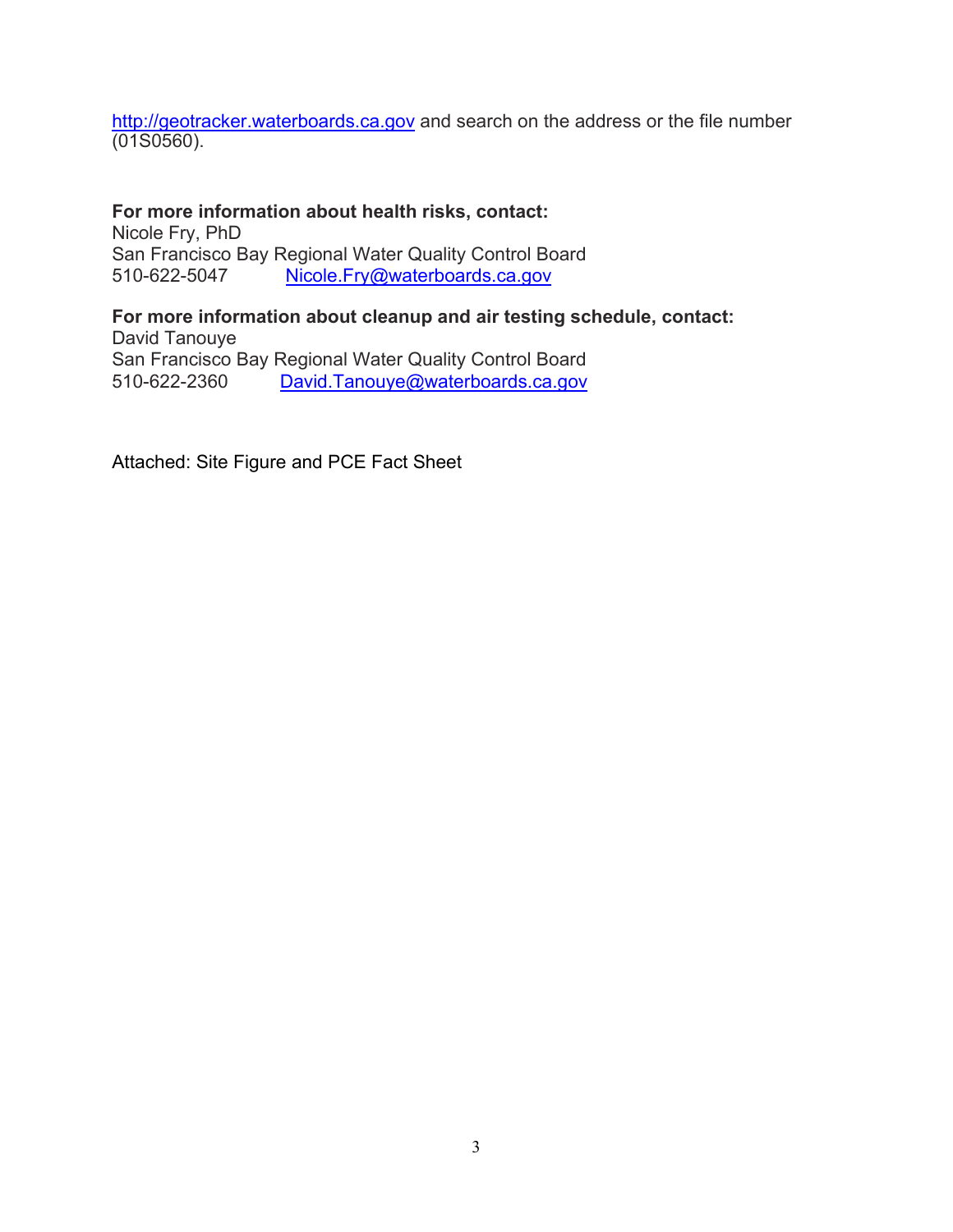http://geotracker.waterboards.ca.gov and search on the address or the file number (01S0560).

**For more information about health risks, contact:**
Nicole Fry, PhD
San Francisco Bay Regional Water Quality Control Board
510-622-5047 Nicole.Fry@waterboards.ca.gov

**For more information about cleanup and air testing schedule, contact:**
David Tanouye
San Francisco Bay Regional Water Quality Control Board
510-622-2360 David.Tanouye@waterboards.ca.gov

Attached: Site Figure and PCE Fact Sheet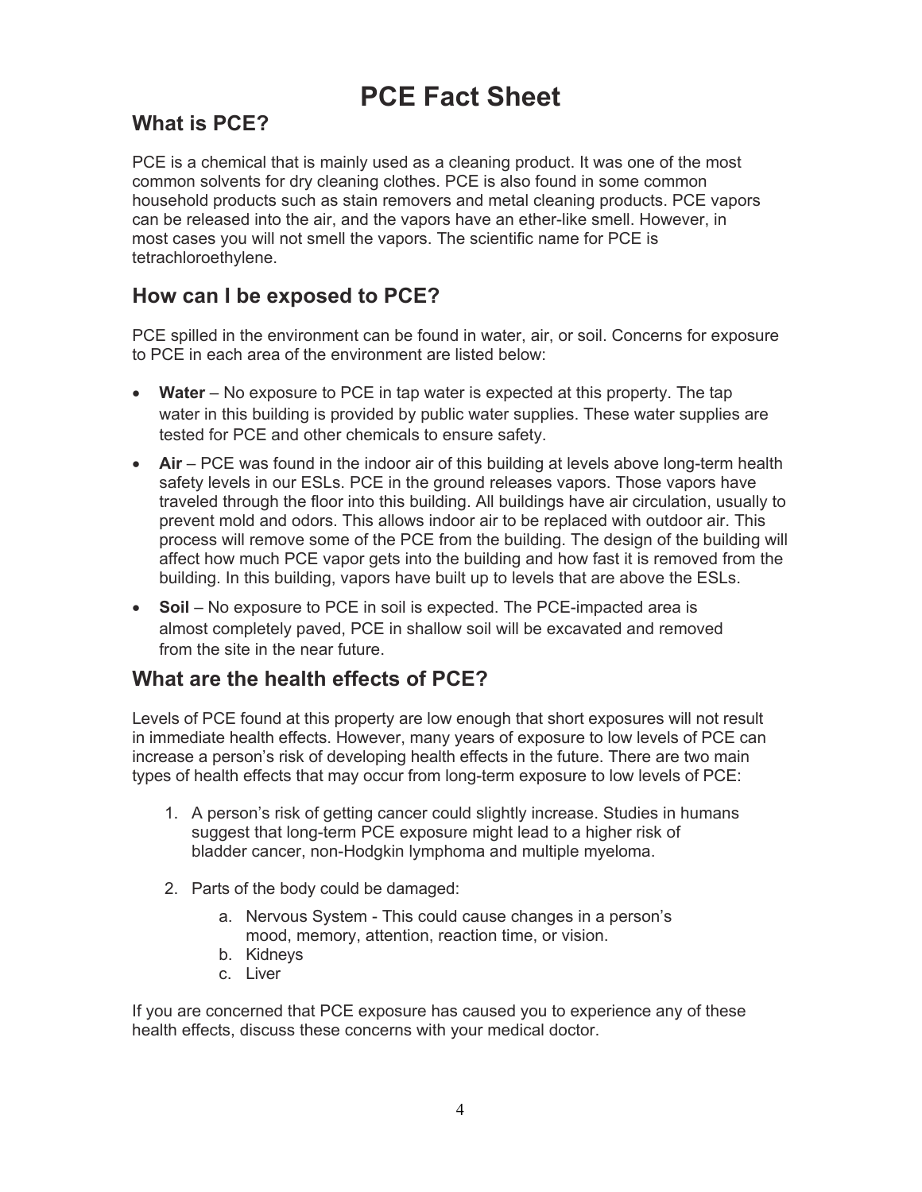# PCE Fact Sheet

## What is PCE?

PCE is a chemical that is mainly used as a cleaning product. It was one of the most common solvents for dry cleaning clothes. PCE is also found in some common household products such as stain removers and metal cleaning products. PCE vapors can be released into the air, and the vapors have an ether-like smell. However, in most cases you will not smell the vapors. The scientific name for PCE is tetrachloroethylene.

## How can I be exposed to PCE?

PCE spilled in the environment can be found in water, air, or soil. Concerns for exposure to PCE in each area of the environment are listed below:

- **Water** – No exposure to PCE in tap water is expected at this property. The tap water in this building is provided by public water supplies. These water supplies are tested for PCE and other chemicals to ensure safety.
- **Air** – PCE was found in the indoor air of this building at levels above long-term health safety levels in our ESLs. PCE in the ground releases vapors. Those vapors have traveled through the floor into this building. All buildings have air circulation, usually to prevent mold and odors. This allows indoor air to be replaced with outdoor air. This process will remove some of the PCE from the building. The design of the building will affect how much PCE vapor gets into the building and how fast it is removed from the building. In this building, vapors have built up to levels that are above the ESLs.
- **Soil** – No exposure to PCE in soil is expected. The PCE-impacted area is almost completely paved, PCE in shallow soil will be excavated and removed from the site in the near future.

## What are the health effects of PCE?

Levels of PCE found at this property are low enough that short exposures will not result in immediate health effects. However, many years of exposure to low levels of PCE can increase a person's risk of developing health effects in the future. There are two main types of health effects that may occur from long-term exposure to low levels of PCE:

1. A person's risk of getting cancer could slightly increase. Studies in humans suggest that long-term PCE exposure might lead to a higher risk of bladder cancer, non-Hodgkin lymphoma and multiple myeloma.
2. Parts of the body could be damaged:
   a. Nervous System - This could cause changes in a person's mood, memory, attention, reaction time, or vision.
   b. Kidneys
   c. Liver

If you are concerned that PCE exposure has caused you to experience any of these health effects, discuss these concerns with your medical doctor.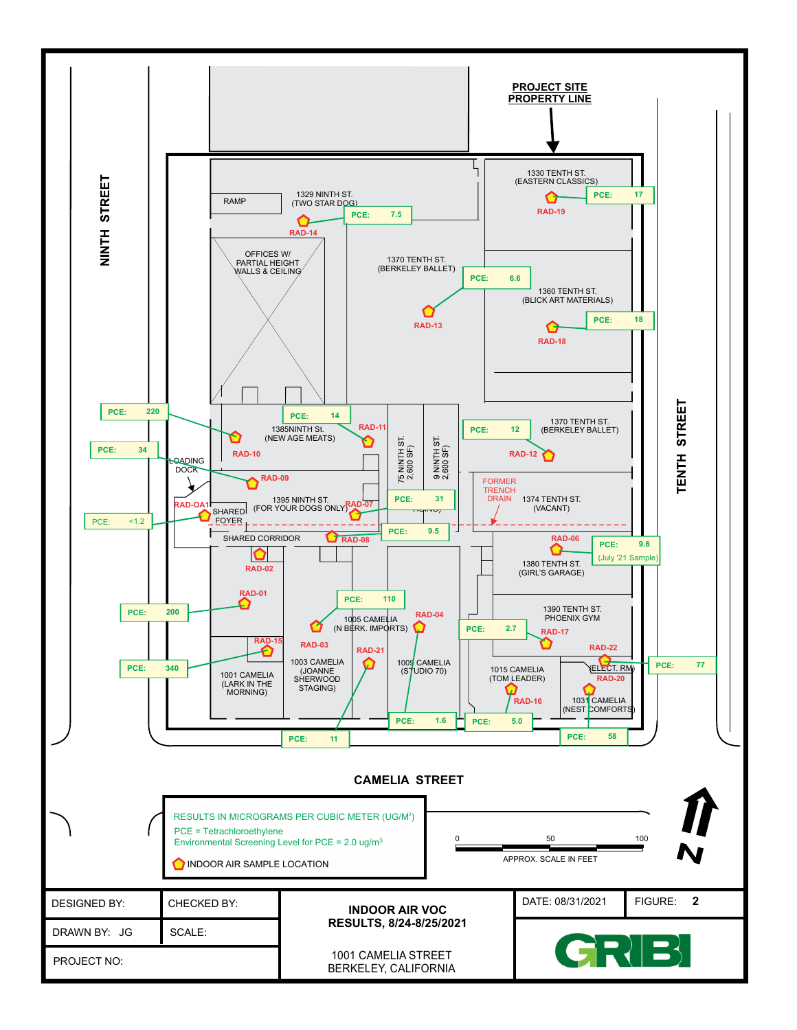PROJECT SITE PROPERTY LINE

NINTH STREET

TENTH STREET

CAMELIA STREET

1329 NINTH ST. (TWO STAR DOG) — RAD-14 — PCE: 7.5

RAMP

OFFICES W/ PARTIAL HEIGHT WALLS & CEILING

1330 TENTH ST. (EASTERN CLASSICS) — RAD-19 — PCE: 17

1370 TENTH ST. (BERKELEY BALLET) — RAD-13 — PCE: 6.6

1360 TENTH ST. (BLICK ART MATERIALS) — RAD-18 — PCE: 18

1385NINTH St. (NEW AGE MEATS) — RAD-10 — PCE: 220

RAD-11 — PCE: 14

75 NINTH ST. 2,600 SF)

9 NINTH ST. 2,600 SF)

1370 TENTH ST. (BERKELEY BALLET) — RAD-12 — PCE: 12

LOADING DOCK

RAD-09 — PCE: 34

RAD-OA1 — PCE: <1.2

SHARED FOYER

1395 NINTH ST. (FOR YOUR DOGS ONLY) — RAD-07 — PCE: 31

FORMER TRENCH DRAIN

1374 TENTH ST. (VACANT)

SHARED CORRIDOR — RAD-08 — PCE: 9.5

RAD-06 — PCE: 9.6 (July '21 Sample)

1380 TENTH ST. (GIRL'S GARAGE)

RAD-02

RAD-01 — PCE: 200

1005 CAMELIA (N BERK. IMPORTS) — RAD-03 — PCE: 110

RAD-04

1390 TENTH ST. PHOENIX GYM — RAD-17 — PCE: 2.7

RAD-22 — PCE: 77

(ELECT. RM) RAD-20

RAD-15 — PCE: 340

1001 CAMELIA (LARK IN THE MORNING)

1003 CAMELIA (JOANNE SHERWOOD STAGING) — RAD-21 — PCE: 11

1009 CAMELIA (STUDIO 70) — PCE: 1.6

1015 CAMELIA (TOM LEADER) — RAD-16 — PCE: 5.0

1031 CAMELIA (NEST COMFORTS) — PCE: 58

RESULTS IN MICROGRAMS PER CUBIC METER (UG/M$^3$)

PCE = Tetrachloroethylene

Environmental Screening Level for PCE = 2.0 ug/m$^3$

INDOOR AIR SAMPLE LOCATION

0 50 100

APPROX. SCALE IN FEET

N

| | | | | |
|---|---|---|---|---|
| DESIGNED BY: | CHECKED BY: | INDOOR AIR VOC RESULTS, 8/24-8/25/2021 | DATE: 08/31/2021 | FIGURE: 2 |
| DRAWN BY: JG | SCALE: | | GRIBI | |
| PROJECT NO: | | 1001 CAMELIA STREET BERKELEY, CALIFORNIA | | |